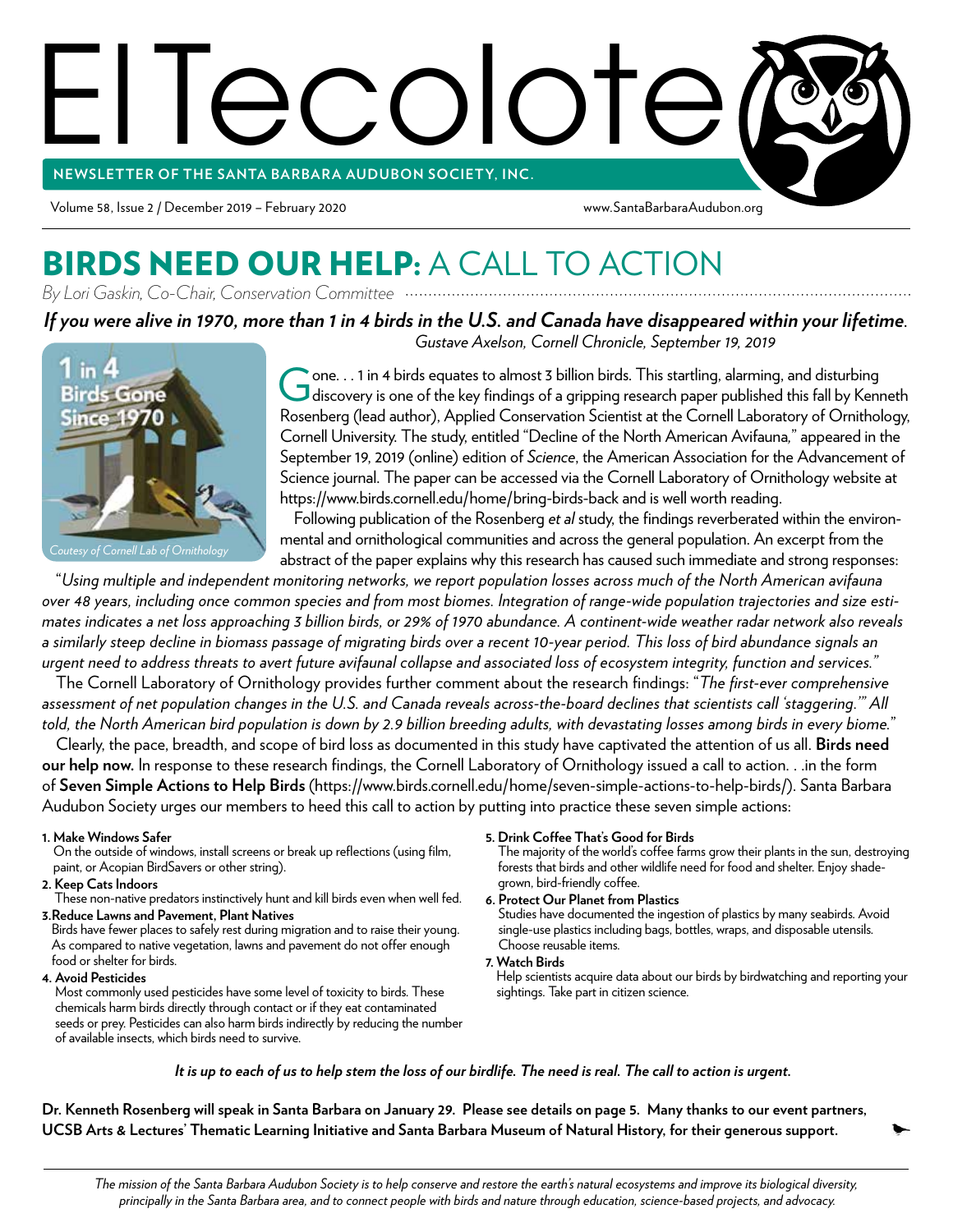# El Tecolote

**NEWSLETTER OF THE SANTA BARBARA AUDUBON SOCIETY, INC.**

Volume 58, Issue 2 / December 2019 – February 2020

www.SantaBarbaraAudubon.org

## BIRDS NEED OUR HELP: A CALL TO ACTION

*By Lori Gaskin, Co-Chair, Conservation Committee*

***If you were alive in 1970, more than 1 in 4 birds in the U.S. and Canada have disappeared within your lifetime.***

*Gustave Axelson, Cornell Chronicle, September 19, 2019*

1 in 4 Birds Gone Since 1970

*Coutesy of Cornell Lab of Ornithology*

Gone. . . 1 in 4 birds equates to almost 3 billion birds. This startling, alarming, and disturbing discovery is one of the key findings of a gripping research paper published this fall by Kenneth Rosenberg (lead author), Applied Conservation Scientist at the Cornell Laboratory of Ornithology, Cornell University. The study, entitled "Decline of the North American Avifauna," appeared in the September 19, 2019 (online) edition of *Science*, the American Association for the Advancement of Science journal. The paper can be accessed via the Cornell Laboratory of Ornithology website at https://www.birds.cornell.edu/home/bring-birds-back and is well worth reading.

Following publication of the Rosenberg *et al* study, the findings reverberated within the environmental and ornithological communities and across the general population. An excerpt from the abstract of the paper explains why this research has caused such immediate and strong responses:

"*Using multiple and independent monitoring networks, we report population losses across much of the North American avifauna over 48 years, including once common species and from most biomes. Integration of range-wide population trajectories and size estimates indicates a net loss approaching 3 billion birds, or 29% of 1970 abundance. A continent-wide weather radar network also reveals a similarly steep decline in biomass passage of migrating birds over a recent 10-year period. This loss of bird abundance signals an urgent need to address threats to avert future avifaunal collapse and associated loss of ecosystem integrity, function and services.*"

The Cornell Laboratory of Ornithology provides further comment about the research findings: "*The first-ever comprehensive assessment of net population changes in the U.S. and Canada reveals across-the-board declines that scientists call 'staggering.'" All told, the North American bird population is down by 2.9 billion breeding adults, with devastating losses among birds in every biome.*"

Clearly, the pace, breadth, and scope of bird loss as documented in this study have captivated the attention of us all. **Birds need our help now.** In response to these research findings, the Cornell Laboratory of Ornithology issued a call to action. . .in the form of **Seven Simple Actions to Help Birds** (https://www.birds.cornell.edu/home/seven-simple-actions-to-help-birds/). Santa Barbara Audubon Society urges our members to heed this call to action by putting into practice these seven simple actions:

1. **Make Windows Safer**
   On the outside of windows, install screens or break up reflections (using film, paint, or Acopian BirdSavers or other string).
2. **Keep Cats Indoors**
   These non-native predators instinctively hunt and kill birds even when well fed.
3. **Reduce Lawns and Pavement, Plant Natives**
   Birds have fewer places to safely rest during migration and to raise their young. As compared to native vegetation, lawns and pavement do not offer enough food or shelter for birds.
4. **Avoid Pesticides**
   Most commonly used pesticides have some level of toxicity to birds. These chemicals harm birds directly through contact or if they eat contaminated seeds or prey. Pesticides can also harm birds indirectly by reducing the number of available insects, which birds need to survive.
5. **Drink Coffee That's Good for Birds**
   The majority of the world's coffee farms grow their plants in the sun, destroying forests that birds and other wildlife need for food and shelter. Enjoy shade-grown, bird-friendly coffee.
6. **Protect Our Planet from Plastics**
   Studies have documented the ingestion of plastics by many seabirds. Avoid single-use plastics including bags, bottles, wraps, and disposable utensils. Choose reusable items.
7. **Watch Birds**
   Help scientists acquire data about our birds by birdwatching and reporting your sightings. Take part in citizen science.

***It is up to each of us to help stem the loss of our birdlife. The need is real. The call to action is urgent.***

**Dr. Kenneth Rosenberg will speak in Santa Barbara on January 29. Please see details on page 5. Many thanks to our event partners, UCSB Arts & Lectures' Thematic Learning Initiative and Santa Barbara Museum of Natural History, for their generous support.**

---

*The mission of the Santa Barbara Audubon Society is to help conserve and restore the earth's natural ecosystems and improve its biological diversity, principally in the Santa Barbara area, and to connect people with birds and nature through education, science-based projects, and advocacy.*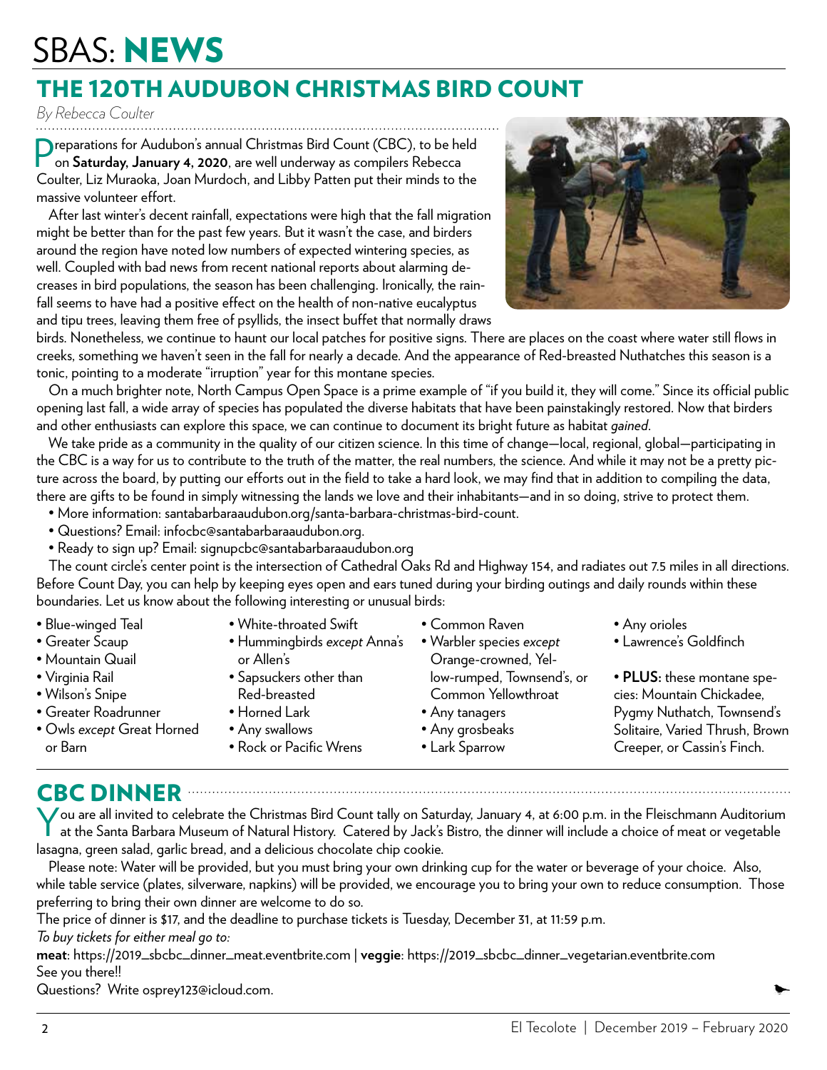# SBAS: NEWS

## THE 120TH AUDUBON CHRISTMAS BIRD COUNT

*By Rebecca Coulter*

Preparations for Audubon's annual Christmas Bird Count (CBC), to be held on **Saturday, January 4, 2020**, are well underway as compilers Rebecca Coulter, Liz Muraoka, Joan Murdoch, and Libby Patten put their minds to the massive volunteer effort.

After last winter's decent rainfall, expectations were high that the fall migration might be better than for the past few years. But it wasn't the case, and birders around the region have noted low numbers of expected wintering species, as well. Coupled with bad news from recent national reports about alarming decreases in bird populations, the season has been challenging. Ironically, the rainfall seems to have had a positive effect on the health of non-native eucalyptus and tipu trees, leaving them free of psyllids, the insect buffet that normally draws birds. Nonetheless, we continue to haunt our local patches for positive signs. There are places on the coast where water still flows in creeks, something we haven't seen in the fall for nearly a decade. And the appearance of Red-breasted Nuthatches this season is a tonic, pointing to a moderate "irruption" year for this montane species.

On a much brighter note, North Campus Open Space is a prime example of "if you build it, they will come." Since its official public opening last fall, a wide array of species has populated the diverse habitats that have been painstakingly restored. Now that birders and other enthusiasts can explore this space, we can continue to document its bright future as habitat *gained*.

We take pride as a community in the quality of our citizen science. In this time of change—local, regional, global—participating in the CBC is a way for us to contribute to the truth of the matter, the real numbers, the science. And while it may not be a pretty picture across the board, by putting our efforts out in the field to take a hard look, we may find that in addition to compiling the data, there are gifts to be found in simply witnessing the lands we love and their inhabitants—and in so doing, strive to protect them.

- More information: santabarbaraaudubon.org/santa-barbara-christmas-bird-count.
- Questions? Email: infocbc@santabarbaraaudubon.org.
- Ready to sign up? Email: signupcbc@santabarbaraaudubon.org

The count circle's center point is the intersection of Cathedral Oaks Rd and Highway 154, and radiates out 7.5 miles in all directions. Before Count Day, you can help by keeping eyes open and ears tuned during your birding outings and daily rounds within these boundaries. Let us know about the following interesting or unusual birds:

- Blue-winged Teal
- Greater Scaup
- Mountain Quail
- Virginia Rail
- Wilson's Snipe
- Greater Roadrunner
- Owls *except* Great Horned or Barn
- White-throated Swift
- Hummingbirds *except* Anna's or Allen's
- Sapsuckers other than Red-breasted
- Horned Lark
- Any swallows
- Rock or Pacific Wrens
- Common Raven
- Warbler species *except* Orange-crowned, Yellow-rumped, Townsend's, or Common Yellowthroat
- Any tanagers
- Any grosbeaks
- Lark Sparrow
- Any orioles
- Lawrence's Goldfinch
- **PLUS:** these montane species: Mountain Chickadee, Pygmy Nuthatch, Townsend's Solitaire, Varied Thrush, Brown Creeper, or Cassin's Finch.

## CBC DINNER

You are all invited to celebrate the Christmas Bird Count tally on Saturday, January 4, at 6:00 p.m. in the Fleischmann Auditorium at the Santa Barbara Museum of Natural History. Catered by Jack's Bistro, the dinner will include a choice of meat or vegetable lasagna, green salad, garlic bread, and a delicious chocolate chip cookie.

Please note: Water will be provided, but you must bring your own drinking cup for the water or beverage of your choice. Also, while table service (plates, silverware, napkins) will be provided, we encourage you to bring your own to reduce consumption. Those preferring to bring their own dinner are welcome to do so.

The price of dinner is $17, and the deadline to purchase tickets is Tuesday, December 31, at 11:59 p.m.

*To buy tickets for either meal go to:*

**meat**: https://2019_sbcbc_dinner_meat.eventbrite.com | **veggie**: https://2019_sbcbc_dinner_vegetarian.eventbrite.com

See you there!!

Questions? Write osprey123@icloud.com.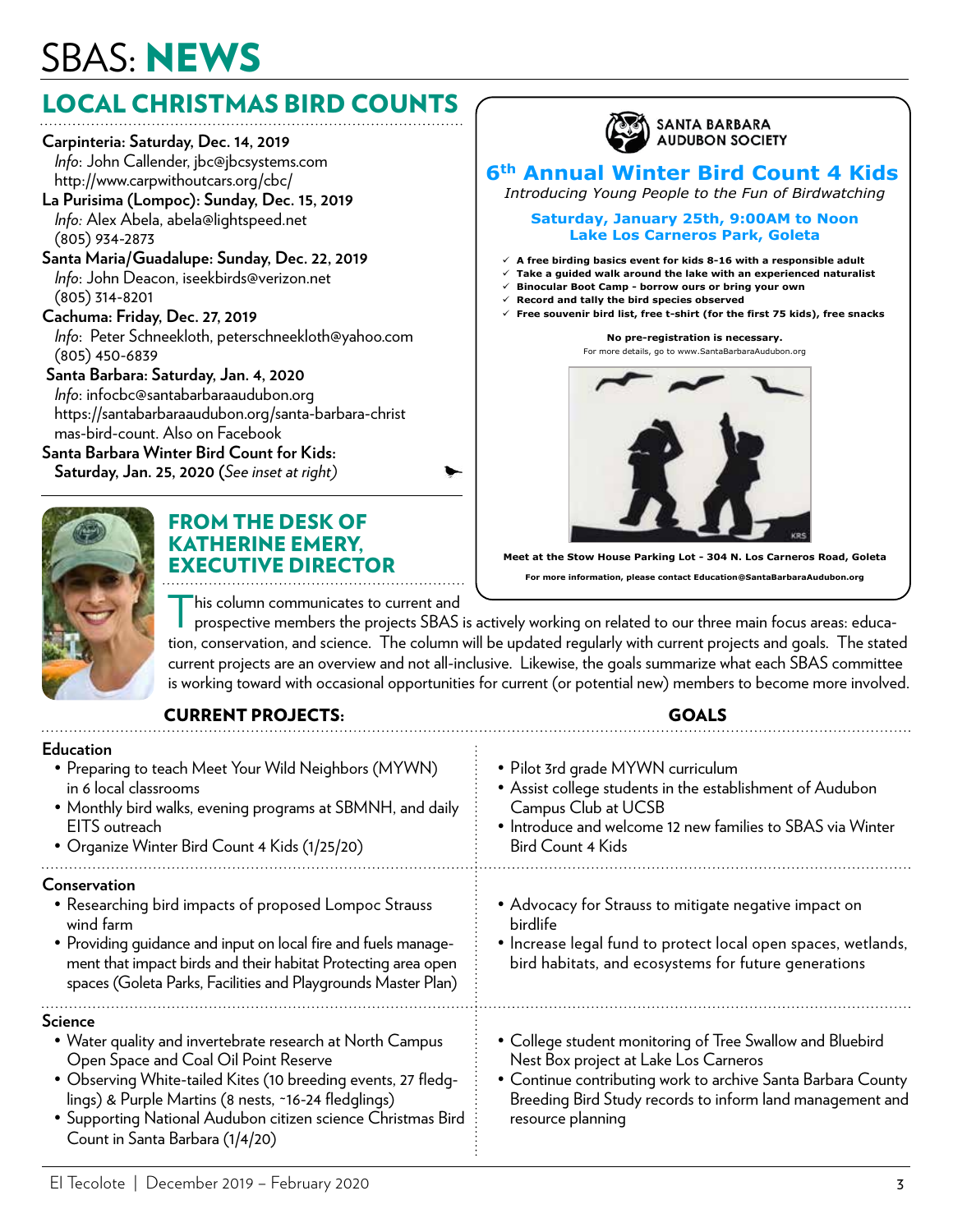# SBAS: NEWS

## LOCAL CHRISTMAS BIRD COUNTS

**Carpinteria: Saturday, Dec. 14, 2019**
*Info*: John Callender, jbc@jbcsystems.com
http://www.carpwithoutcars.org/cbc/

**La Purisima (Lompoc): Sunday, Dec. 15, 2019**
*Info:* Alex Abela, abela@lightspeed.net
(805) 934-2873

**Santa Maria/Guadalupe: Sunday, Dec. 22, 2019**
*Info*: John Deacon, iseekbirds@verizon.net
(805) 314-8201

**Cachuma: Friday, Dec. 27, 2019**
*Info*: Peter Schneekloth, peterschneekloth@yahoo.com
(805) 450-6839

**Santa Barbara: Saturday, Jan. 4, 2020**
*Info*: infocbc@santabarbaraaudubon.org
https://santabarbaraaudubon.org/santa-barbara-christmas-bird-count. Also on Facebook

**Santa Barbara Winter Bird Count for Kids: Saturday, Jan. 25, 2020** (*See inset at right)*

---

SANTA BARBARA AUDUBON SOCIETY

### 6th Annual Winter Bird Count 4 Kids

*Introducing Young People to the Fun of Birdwatching*

**Saturday, January 25th, 9:00AM to Noon**
**Lake Los Carneros Park, Goleta**

- ✓ **A free birding basics event for kids 8-16 with a responsible adult**
- ✓ **Take a guided walk around the lake with an experienced naturalist**
- ✓ **Binocular Boot Camp - borrow ours or bring your own**
- ✓ **Record and tally the bird species observed**
- ✓ **Free souvenir bird list, free t-shirt (for the first 75 kids), free snacks**

**No pre-registration is necessary.**
For more details, go to www.SantaBarbaraAudubon.org

**Meet at the Stow House Parking Lot - 304 N. Los Carneros Road, Goleta**

**For more information, please contact Education@SantaBarbaraAudubon.org**

---

## FROM THE DESK OF KATHERINE EMERY, EXECUTIVE DIRECTOR

This column communicates to current and prospective members the projects SBAS is actively working on related to our three main focus areas: education, conservation, and science. The column will be updated regularly with current projects and goals. The stated current projects are an overview and not all-inclusive. Likewise, the goals summarize what each SBAS committee is working toward with occasional opportunities for current (or potential new) members to become more involved.

| CURRENT PROJECTS: | GOALS |
|---|---|
| **Education**<br>• Preparing to teach Meet Your Wild Neighbors (MYWN) in 6 local classrooms<br>• Monthly bird walks, evening programs at SBMNH, and daily EITS outreach<br>• Organize Winter Bird Count 4 Kids (1/25/20) | • Pilot 3rd grade MYWN curriculum<br>• Assist college students in the establishment of Audubon Campus Club at UCSB<br>• Introduce and welcome 12 new families to SBAS via Winter Bird Count 4 Kids |
| **Conservation**<br>• Researching bird impacts of proposed Lompoc Strauss wind farm<br>• Providing guidance and input on local fire and fuels management that impact birds and their habitat Protecting area open spaces (Goleta Parks, Facilities and Playgrounds Master Plan) | • Advocacy for Strauss to mitigate negative impact on birdlife<br>• Increase legal fund to protect local open spaces, wetlands, bird habitats, and ecosystems for future generations |
| **Science**<br>• Water quality and invertebrate research at North Campus Open Space and Coal Oil Point Reserve<br>• Observing White-tailed Kites (10 breeding events, 27 fledglings) & Purple Martins (8 nests, ~16-24 fledglings)<br>• Supporting National Audubon citizen science Christmas Bird Count in Santa Barbara (1/4/20) | • College student monitoring of Tree Swallow and Bluebird Nest Box project at Lake Los Carneros<br>• Continue contributing work to archive Santa Barbara County Breeding Bird Study records to inform land management and resource planning |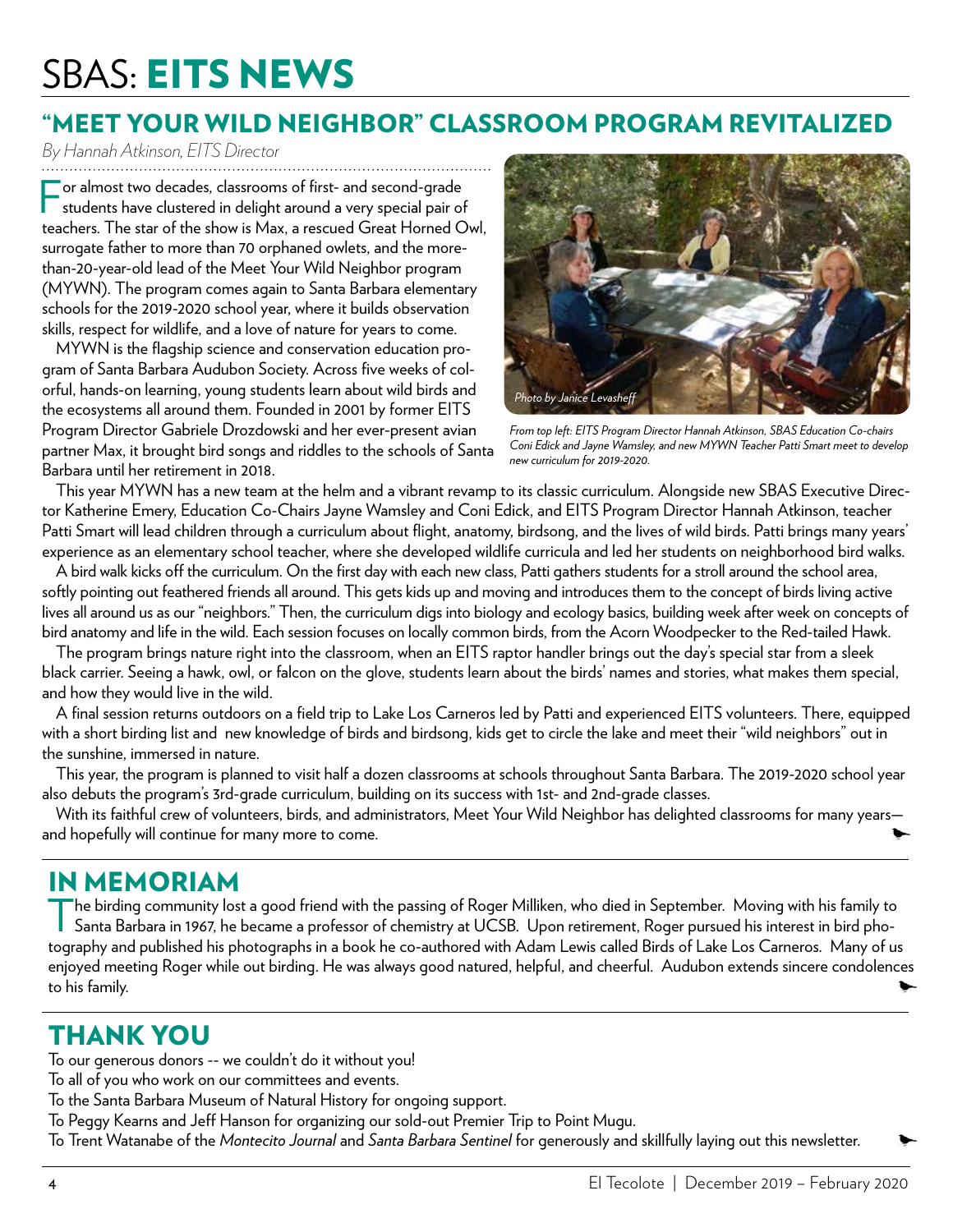# SBAS: EITS NEWS

## "MEET YOUR WILD NEIGHBOR" CLASSROOM PROGRAM REVITALIZED

*By Hannah Atkinson, EITS Director*

For almost two decades, classrooms of first- and second-grade students have clustered in delight around a very special pair of teachers. The star of the show is Max, a rescued Great Horned Owl, surrogate father to more than 70 orphaned owlets, and the more-than-20-year-old lead of the Meet Your Wild Neighbor program (MYWN). The program comes again to Santa Barbara elementary schools for the 2019-2020 school year, where it builds observation skills, respect for wildlife, and a love of nature for years to come.

MYWN is the flagship science and conservation education program of Santa Barbara Audubon Society. Across five weeks of colorful, hands-on learning, young students learn about wild birds and the ecosystems all around them. Founded in 2001 by former EITS Program Director Gabriele Drozdowski and her ever-present avian partner Max, it brought bird songs and riddles to the schools of Santa Barbara until her retirement in 2018.

*Photo by Janice Levasheff*

*From top left: EITS Program Director Hannah Atkinson, SBAS Education Co-chairs Coni Edick and Jayne Wamsley, and new MYWN Teacher Patti Smart meet to develop new curriculum for 2019-2020.*

This year MYWN has a new team at the helm and a vibrant revamp to its classic curriculum. Alongside new SBAS Executive Director Katherine Emery, Education Co-Chairs Jayne Wamsley and Coni Edick, and EITS Program Director Hannah Atkinson, teacher Patti Smart will lead children through a curriculum about flight, anatomy, birdsong, and the lives of wild birds. Patti brings many years' experience as an elementary school teacher, where she developed wildlife curricula and led her students on neighborhood bird walks.

A bird walk kicks off the curriculum. On the first day with each new class, Patti gathers students for a stroll around the school area, softly pointing out feathered friends all around. This gets kids up and moving and introduces them to the concept of birds living active lives all around us as our "neighbors." Then, the curriculum digs into biology and ecology basics, building week after week on concepts of bird anatomy and life in the wild. Each session focuses on locally common birds, from the Acorn Woodpecker to the Red-tailed Hawk.

The program brings nature right into the classroom, when an EITS raptor handler brings out the day's special star from a sleek black carrier. Seeing a hawk, owl, or falcon on the glove, students learn about the birds' names and stories, what makes them special, and how they would live in the wild.

A final session returns outdoors on a field trip to Lake Los Carneros led by Patti and experienced EITS volunteers. There, equipped with a short birding list and new knowledge of birds and birdsong, kids get to circle the lake and meet their "wild neighbors" out in the sunshine, immersed in nature.

This year, the program is planned to visit half a dozen classrooms at schools throughout Santa Barbara. The 2019-2020 school year also debuts the program's 3rd-grade curriculum, building on its success with 1st- and 2nd-grade classes.

With its faithful crew of volunteers, birds, and administrators, Meet Your Wild Neighbor has delighted classrooms for many years—and hopefully will continue for many more to come.

## IN MEMORIAM

The birding community lost a good friend with the passing of Roger Milliken, who died in September. Moving with his family to Santa Barbara in 1967, he became a professor of chemistry at UCSB. Upon retirement, Roger pursued his interest in bird photography and published his photographs in a book he co-authored with Adam Lewis called Birds of Lake Los Carneros. Many of us enjoyed meeting Roger while out birding. He was always good natured, helpful, and cheerful. Audubon extends sincere condolences to his family.

## THANK YOU

To our generous donors -- we couldn't do it without you!

To all of you who work on our committees and events.

To the Santa Barbara Museum of Natural History for ongoing support.

To Peggy Kearns and Jeff Hanson for organizing our sold-out Premier Trip to Point Mugu.

To Trent Watanabe of the *Montecito Journal* and *Santa Barbara Sentinel* for generously and skillfully laying out this newsletter.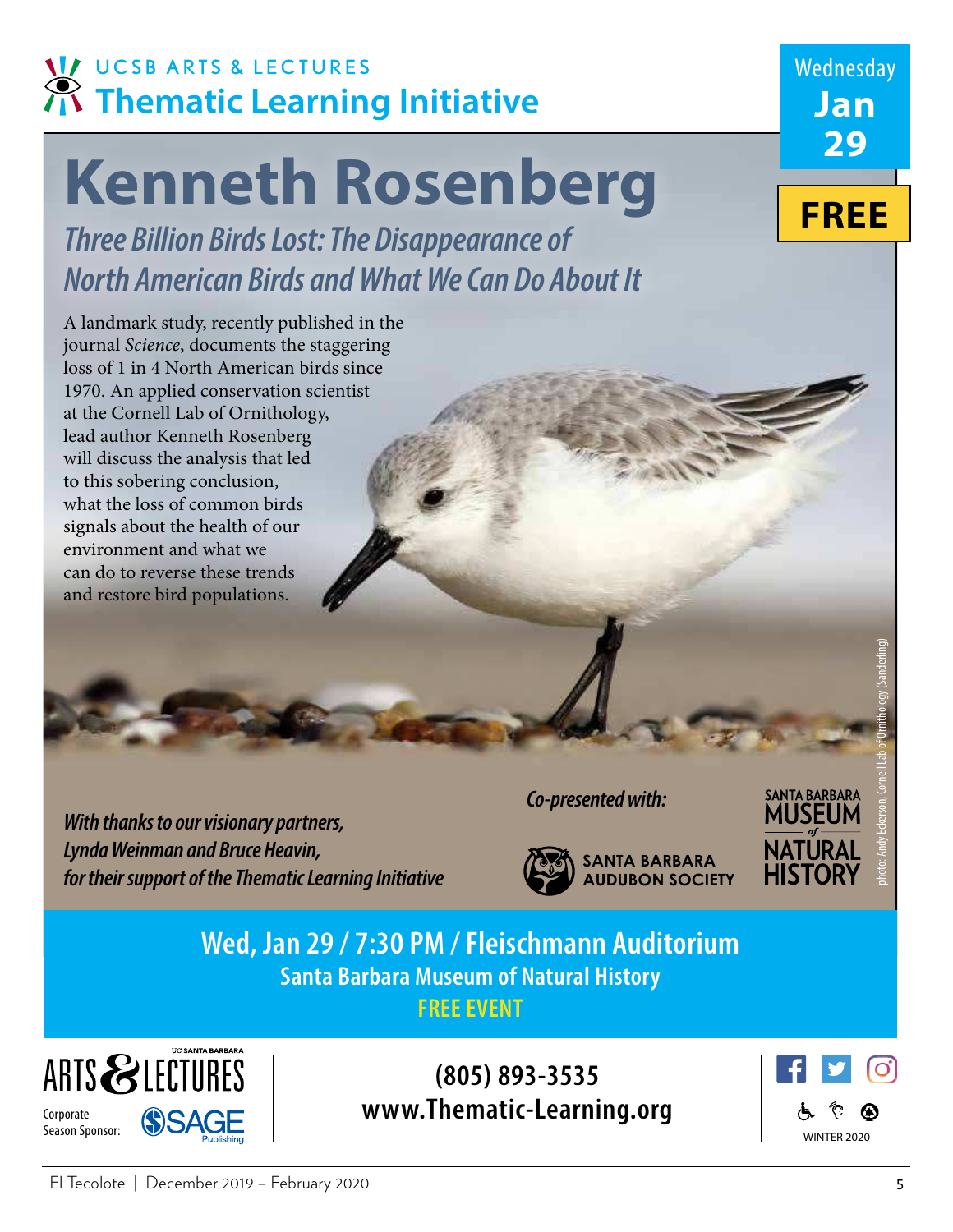UCSB ARTS & LECTURES

## Thematic Learning Initiative

Wednesday **Jan 29**

**FREE**

# Kenneth Rosenberg

## *Three Billion Birds Lost: The Disappearance of North American Birds and What We Can Do About It*

A landmark study, recently published in the journal *Science*, documents the staggering loss of 1 in 4 North American birds since 1970. An applied conservation scientist at the Cornell Lab of Ornithology, lead author Kenneth Rosenberg will discuss the analysis that led to this sobering conclusion, what the loss of common birds signals about the health of our environment and what we can do to reverse these trends and restore bird populations.

photo: Andy Eckerson, Cornell Lab of Ornithology (Sanderling)

*With thanks to our visionary partners, Lynda Weinman and Bruce Heavin, for their support of the Thematic Learning Initiative*

*Co-presented with:*

SANTA BARBARA AUDUBON SOCIETY

SANTA BARBARA MUSEUM of NATURAL HISTORY

**Wed, Jan 29 / 7:30 PM / Fleischmann Auditorium**

**Santa Barbara Museum of Natural History**

**FREE EVENT**

UC SANTA BARBARA ARTS & LECTURES

Corporate Season Sponsor: SAGE Publishing

**(805) 893-3535**

**www.Thematic-Learning.org**

WINTER 2020

El Tecolote | December 2019 – February 2020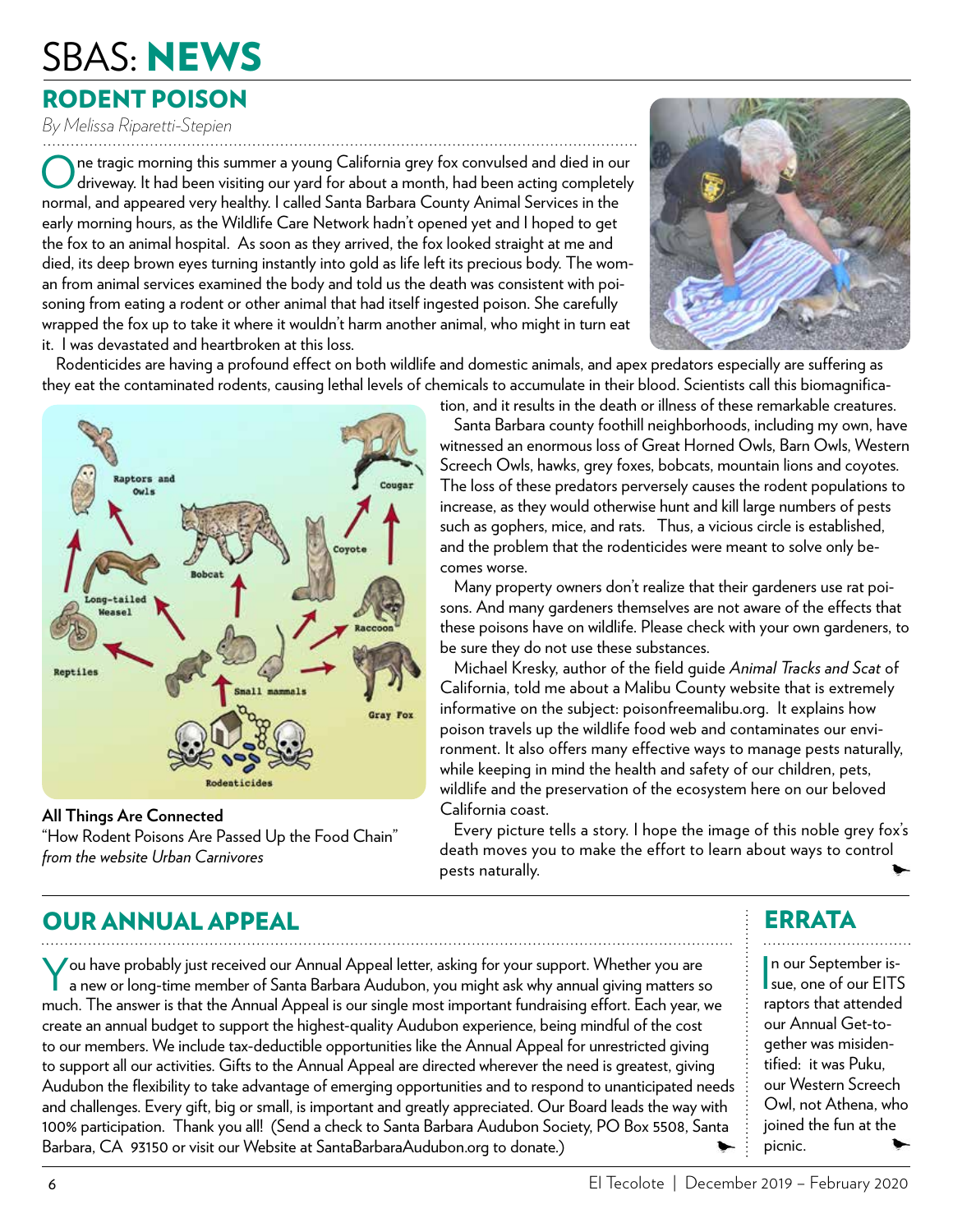# SBAS: NEWS

## RODENT POISON

*By Melissa Riparetti-Stepien*

One tragic morning this summer a young California grey fox convulsed and died in our driveway. It had been visiting our yard for about a month, had been acting completely normal, and appeared very healthy. I called Santa Barbara County Animal Services in the early morning hours, as the Wildlife Care Network hadn't opened yet and I hoped to get the fox to an animal hospital. As soon as they arrived, the fox looked straight at me and died, its deep brown eyes turning instantly into gold as life left its precious body. The woman from animal services examined the body and told us the death was consistent with poisoning from eating a rodent or other animal that had itself ingested poison. She carefully wrapped the fox up to take it where it wouldn't harm another animal, who might in turn eat it. I was devastated and heartbroken at this loss.

Rodenticides are having a profound effect on both wildlife and domestic animals, and apex predators especially are suffering as they eat the contaminated rodents, causing lethal levels of chemicals to accumulate in their blood. Scientists call this biomagnification, and it results in the death or illness of these remarkable creatures.

Santa Barbara county foothill neighborhoods, including my own, have witnessed an enormous loss of Great Horned Owls, Barn Owls, Western Screech Owls, hawks, grey foxes, bobcats, mountain lions and coyotes. The loss of these predators perversely causes the rodent populations to increase, as they would otherwise hunt and kill large numbers of pests such as gophers, mice, and rats. Thus, a vicious circle is established, and the problem that the rodenticides were meant to solve only becomes worse.

Many property owners don't realize that their gardeners use rat poisons. And many gardeners themselves are not aware of the effects that these poisons have on wildlife. Please check with your own gardeners, to be sure they do not use these substances.

Michael Kresky, author of the field guide *Animal Tracks and Scat* of California, told me about a Malibu County website that is extremely informative on the subject: poisonfreemalibu.org. It explains how poison travels up the wildlife food web and contaminates our environment. It also offers many effective ways to manage pests naturally, while keeping in mind the health and safety of our children, pets, wildlife and the preservation of the ecosystem here on our beloved California coast.

Every picture tells a story. I hope the image of this noble grey fox's death moves you to make the effort to learn about ways to control pests naturally.

**All Things Are Connected**
"How Rodent Poisons Are Passed Up the Food Chain"
*from the website Urban Carnivores*

## OUR ANNUAL APPEAL

You have probably just received our Annual Appeal letter, asking for your support. Whether you are a new or long-time member of Santa Barbara Audubon, you might ask why annual giving matters so much. The answer is that the Annual Appeal is our single most important fundraising effort. Each year, we create an annual budget to support the highest-quality Audubon experience, being mindful of the cost to our members. We include tax-deductible opportunities like the Annual Appeal for unrestricted giving to support all our activities. Gifts to the Annual Appeal are directed wherever the need is greatest, giving Audubon the flexibility to take advantage of emerging opportunities and to respond to unanticipated needs and challenges. Every gift, big or small, is important and greatly appreciated. Our Board leads the way with 100% participation. Thank you all! (Send a check to Santa Barbara Audubon Society, PO Box 5508, Santa Barbara, CA 93150 or visit our Website at SantaBarbaraAudubon.org to donate.)

## ERRATA

In our September issue, one of our EITS raptors that attended our Annual Get-together was misidentified: it was Puku, our Western Screech Owl, not Athena, who joined the fun at the picnic.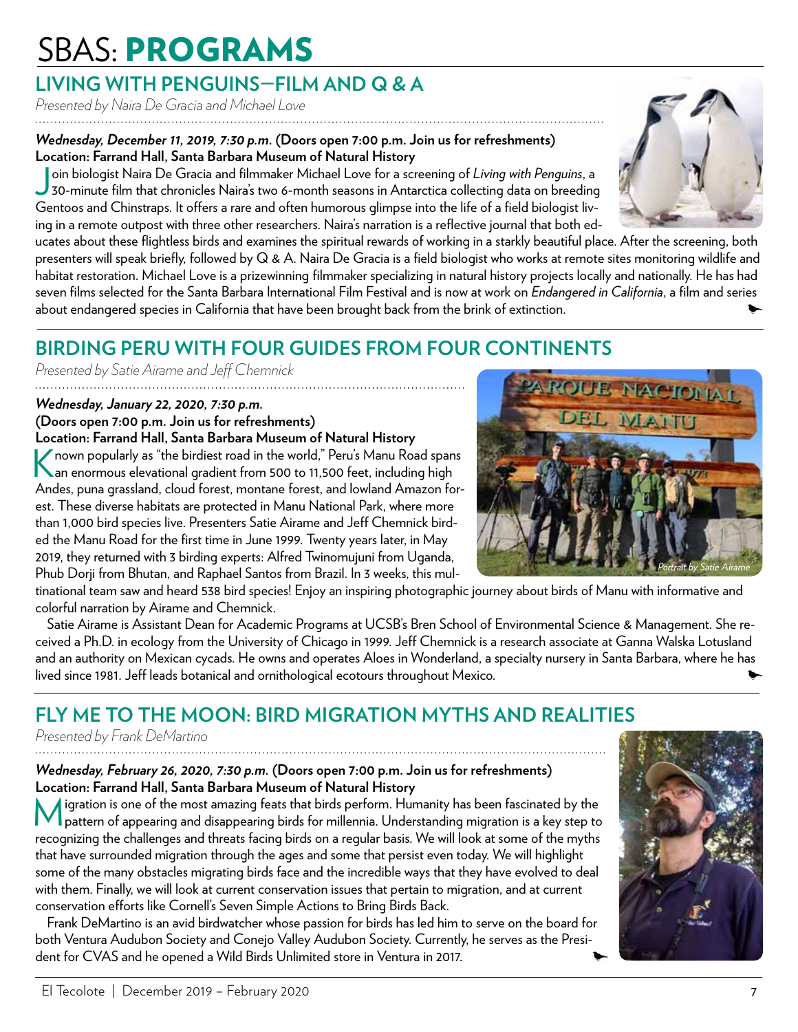# SBAS: PROGRAMS

## LIVING WITH PENGUINS—FILM AND Q & A

*Presented by Naira De Gracia and Michael Love*

***Wednesday, December 11, 2019, 7:30 p.m.*** **(Doors open 7:00 p.m. Join us for refreshments)**
**Location: Farrand Hall, Santa Barbara Museum of Natural History**

Join biologist Naira De Gracia and filmmaker Michael Love for a screening of *Living with Penguins*, a 30-minute film that chronicles Naira's two 6-month seasons in Antarctica collecting data on breeding Gentoos and Chinstraps. It offers a rare and often humorous glimpse into the life of a field biologist living in a remote outpost with three other researchers. Naira's narration is a reflective journal that both educates about these flightless birds and examines the spiritual rewards of working in a starkly beautiful place. After the screening, both presenters will speak briefly, followed by Q & A. Naira De Gracia is a field biologist who works at remote sites monitoring wildlife and habitat restoration. Michael Love is a prizewinning filmmaker specializing in natural history projects locally and nationally. He has had seven films selected for the Santa Barbara International Film Festival and is now at work on *Endangered in California*, a film and series about endangered species in California that have been brought back from the brink of extinction.

## BIRDING PERU WITH FOUR GUIDES FROM FOUR CONTINENTS

*Presented by Satie Airame and Jeff Chemnick*

***Wednesday, January 22, 2020, 7:30 p.m.***
**(Doors open 7:00 p.m. Join us for refreshments)**
**Location: Farrand Hall, Santa Barbara Museum of Natural History**

Known popularly as "the birdiest road in the world," Peru's Manu Road spans an enormous elevational gradient from 500 to 11,500 feet, including high Andes, puna grassland, cloud forest, montane forest, and lowland Amazon forest. These diverse habitats are protected in Manu National Park, where more than 1,000 bird species live. Presenters Satie Airame and Jeff Chemnick birded the Manu Road for the first time in June 1999. Twenty years later, in May 2019, they returned with 3 birding experts: Alfred Twinomujuni from Uganda, Phub Dorji from Bhutan, and Raphael Santos from Brazil. In 3 weeks, this multinational team saw and heard 538 bird species! Enjoy an inspiring photographic journey about birds of Manu with informative and colorful narration by Airame and Chemnick.

*Portrait by Satie Airame*

Satie Airame is Assistant Dean for Academic Programs at UCSB's Bren School of Environmental Science & Management. She received a Ph.D. in ecology from the University of Chicago in 1999. Jeff Chemnick is a research associate at Ganna Walska Lotusland and an authority on Mexican cycads. He owns and operates Aloes in Wonderland, a specialty nursery in Santa Barbara, where he has lived since 1981. Jeff leads botanical and ornithological ecotours throughout Mexico.

## FLY ME TO THE MOON: BIRD MIGRATION MYTHS AND REALITIES

*Presented by Frank DeMartino*

***Wednesday, February 26, 2020, 7:30 p.m.*** **(Doors open 7:00 p.m. Join us for refreshments)**
**Location: Farrand Hall, Santa Barbara Museum of Natural History**

Migration is one of the most amazing feats that birds perform. Humanity has been fascinated by the pattern of appearing and disappearing birds for millennia. Understanding migration is a key step to recognizing the challenges and threats facing birds on a regular basis. We will look at some of the myths that have surrounded migration through the ages and some that persist even today. We will highlight some of the many obstacles migrating birds face and the incredible ways that they have evolved to deal with them. Finally, we will look at current conservation issues that pertain to migration, and at current conservation efforts like Cornell's Seven Simple Actions to Bring Birds Back.

Frank DeMartino is an avid birdwatcher whose passion for birds has led him to serve on the board for both Ventura Audubon Society and Conejo Valley Audubon Society. Currently, he serves as the President for CVAS and he opened a Wild Birds Unlimited store in Ventura in 2017.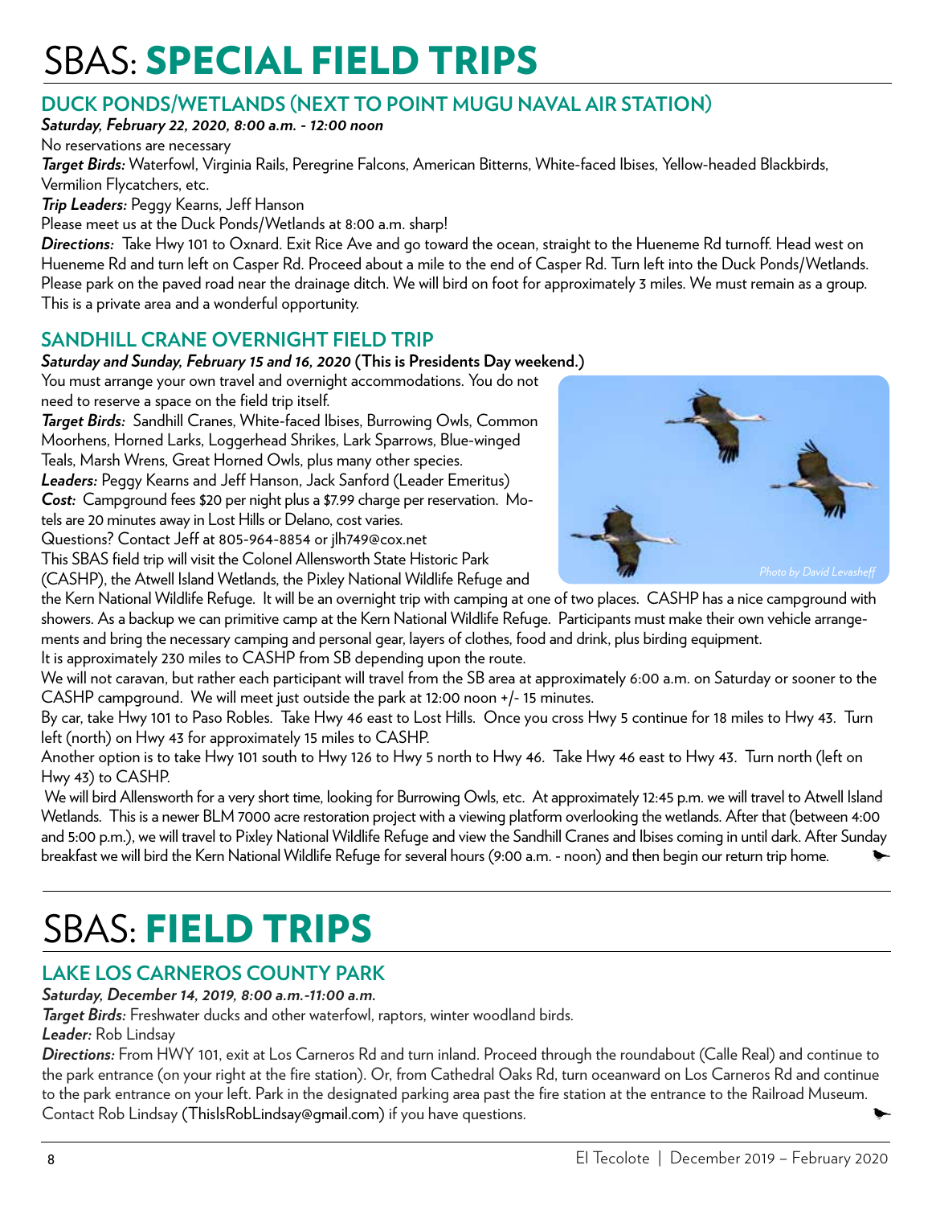# SBAS: SPECIAL FIELD TRIPS

## DUCK PONDS/WETLANDS (NEXT TO POINT MUGU NAVAL AIR STATION)

***Saturday, February 22, 2020, 8:00 a.m. - 12:00 noon***

No reservations are necessary

***Target Birds:*** Waterfowl, Virginia Rails, Peregrine Falcons, American Bitterns, White-faced Ibises, Yellow-headed Blackbirds, Vermilion Flycatchers, etc.

***Trip Leaders:*** Peggy Kearns, Jeff Hanson

Please meet us at the Duck Ponds/Wetlands at 8:00 a.m. sharp!

***Directions:*** Take Hwy 101 to Oxnard. Exit Rice Ave and go toward the ocean, straight to the Hueneme Rd turnoff. Head west on Hueneme Rd and turn left on Casper Rd. Proceed about a mile to the end of Casper Rd. Turn left into the Duck Ponds/Wetlands. Please park on the paved road near the drainage ditch. We will bird on foot for approximately 3 miles. We must remain as a group. This is a private area and a wonderful opportunity.

## SANDHILL CRANE OVERNIGHT FIELD TRIP

***Saturday and Sunday, February 15 and 16, 2020*** **(This is Presidents Day weekend.)**

You must arrange your own travel and overnight accommodations. You do not need to reserve a space on the field trip itself.

***Target Birds:*** Sandhill Cranes, White-faced Ibises, Burrowing Owls, Common Moorhens, Horned Larks, Loggerhead Shrikes, Lark Sparrows, Blue-winged Teals, Marsh Wrens, Great Horned Owls, plus many other species.

***Leaders:*** Peggy Kearns and Jeff Hanson, Jack Sanford (Leader Emeritus)

***Cost:*** Campground fees $20 per night plus a $7.99 charge per reservation. Motels are 20 minutes away in Lost Hills or Delano, cost varies.

Questions? Contact Jeff at 805-964-8854 or jlh749@cox.net

*Photo by David Levasheff*

This SBAS field trip will visit the Colonel Allensworth State Historic Park (CASHP), the Atwell Island Wetlands, the Pixley National Wildlife Refuge and the Kern National Wildlife Refuge. It will be an overnight trip with camping at one of two places. CASHP has a nice campground with showers. As a backup we can primitive camp at the Kern National Wildlife Refuge. Participants must make their own vehicle arrangements and bring the necessary camping and personal gear, layers of clothes, food and drink, plus birding equipment.

It is approximately 230 miles to CASHP from SB depending upon the route.

We will not caravan, but rather each participant will travel from the SB area at approximately 6:00 a.m. on Saturday or sooner to the CASHP campground. We will meet just outside the park at 12:00 noon +/- 15 minutes.

By car, take Hwy 101 to Paso Robles. Take Hwy 46 east to Lost Hills. Once you cross Hwy 5 continue for 18 miles to Hwy 43. Turn left (north) on Hwy 43 for approximately 15 miles to CASHP.

Another option is to take Hwy 101 south to Hwy 126 to Hwy 5 north to Hwy 46. Take Hwy 46 east to Hwy 43. Turn north (left on Hwy 43) to CASHP.

We will bird Allensworth for a very short time, looking for Burrowing Owls, etc. At approximately 12:45 p.m. we will travel to Atwell Island Wetlands. This is a newer BLM 7000 acre restoration project with a viewing platform overlooking the wetlands. After that (between 4:00 and 5:00 p.m.), we will travel to Pixley National Wildlife Refuge and view the Sandhill Cranes and Ibises coming in until dark. After Sunday breakfast we will bird the Kern National Wildlife Refuge for several hours (9:00 a.m. - noon) and then begin our return trip home.

# SBAS: FIELD TRIPS

## LAKE LOS CARNEROS COUNTY PARK

***Saturday, December 14, 2019, 8:00 a.m.-11:00 a.m.***

***Target Birds:*** Freshwater ducks and other waterfowl, raptors, winter woodland birds.

***Leader:*** Rob Lindsay

***Directions:*** From HWY 101, exit at Los Carneros Rd and turn inland. Proceed through the roundabout (Calle Real) and continue to the park entrance (on your right at the fire station). Or, from Cathedral Oaks Rd, turn oceanward on Los Carneros Rd and continue to the park entrance on your left. Park in the designated parking area past the fire station at the entrance to the Railroad Museum. Contact Rob Lindsay (ThisIsRobLindsay@gmail.com) if you have questions.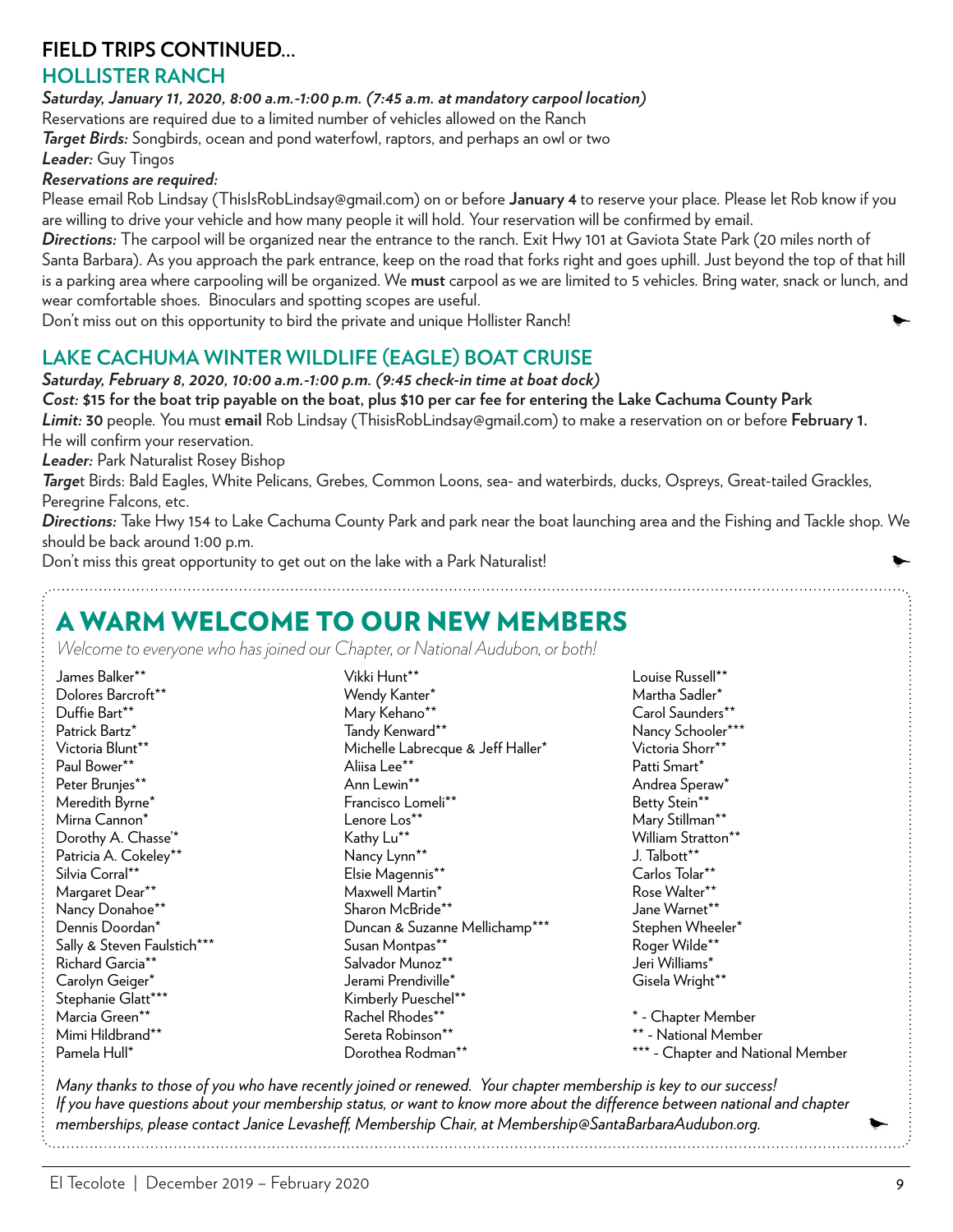# FIELD TRIPS CONTINUED...

## HOLLISTER RANCH

***Saturday, January 11, 2020, 8:00 a.m.-1:00 p.m. (7:45 a.m. at mandatory carpool location)***

Reservations are required due to a limited number of vehicles allowed on the Ranch

***Target Birds:*** Songbirds, ocean and pond waterfowl, raptors, and perhaps an owl or two

***Leader:*** Guy Tingos

***Reservations are required:***

Please email Rob Lindsay (ThisIsRobLindsay@gmail.com) on or before **January 4** to reserve your place. Please let Rob know if you are willing to drive your vehicle and how many people it will hold. Your reservation will be confirmed by email.

***Directions:*** The carpool will be organized near the entrance to the ranch. Exit Hwy 101 at Gaviota State Park (20 miles north of Santa Barbara). As you approach the park entrance, keep on the road that forks right and goes uphill. Just beyond the top of that hill is a parking area where carpooling will be organized. We **must** carpool as we are limited to 5 vehicles. Bring water, snack or lunch, and wear comfortable shoes. Binoculars and spotting scopes are useful.

Don't miss out on this opportunity to bird the private and unique Hollister Ranch!

## LAKE CACHUMA WINTER WILDLIFE (EAGLE) BOAT CRUISE

***Saturday, February 8, 2020, 10:00 a.m.-1:00 p.m. (9:45 check-in time at boat dock)***

***Cost:* $15 for the boat trip payable on the boat, plus $10 per car fee for entering the Lake Cachuma County Park**

***Limit:*** **30** people. You must **email** Rob Lindsay (ThisisRobLindsay@gmail.com) to make a reservation on or before **February 1.** He will confirm your reservation.

***Leader:*** Park Naturalist Rosey Bishop

***Targe**t* Birds: Bald Eagles, White Pelicans, Grebes, Common Loons, sea- and waterbirds, ducks, Ospreys, Great-tailed Grackles, Peregrine Falcons, etc.

***Directions:*** Take Hwy 154 to Lake Cachuma County Park and park near the boat launching area and the Fishing and Tackle shop. We should be back around 1:00 p.m.

Don't miss this great opportunity to get out on the lake with a Park Naturalist!

# A WARM WELCOME TO OUR NEW MEMBERS

*Welcome to everyone who has joined our Chapter, or National Audubon, or both!*

James Balker**
Dolores Barcroft**
Duffie Bart**
Patrick Bartz*
Victoria Blunt**
Paul Bower**
Peter Brunjes**
Meredith Byrne*
Mirna Cannon*
Dorothy A. Chasse'*
Patricia A. Cokeley**
Silvia Corral**
Margaret Dear**
Nancy Donahoe**
Dennis Doordan*
Sally & Steven Faulstich***
Richard Garcia**
Carolyn Geiger*
Stephanie Glatt***
Marcia Green**
Mimi Hildbrand**
Pamela Hull*
Vikki Hunt**
Wendy Kanter*
Mary Kehano**
Tandy Kenward**
Michelle Labrecque & Jeff Haller*
Aliisa Lee**
Ann Lewin**
Francisco Lomeli**
Lenore Los**
Kathy Lu**
Nancy Lynn**
Elsie Magennis**
Maxwell Martin*
Sharon McBride**
Duncan & Suzanne Mellichamp***
Susan Montpas**
Salvador Munoz**
Jerami Prendiville*
Kimberly Pueschel**
Rachel Rhodes**
Sereta Robinson**
Dorothea Rodman**
Louise Russell**
Martha Sadler*
Carol Saunders**
Nancy Schooler***
Victoria Shorr**
Patti Smart*
Andrea Speraw*
Betty Stein**
Mary Stillman**
William Stratton**
J. Talbott**
Carlos Tolar**
Rose Walter**
Jane Warnet**
Stephen Wheeler*
Roger Wilde**
Jeri Williams*
Gisela Wright**

\* - Chapter Member
** - National Member
*** - Chapter and National Member

*Many thanks to those of you who have recently joined or renewed. Your chapter membership is key to our success! If you have questions about your membership status, or want to know more about the difference between national and chapter memberships, please contact Janice Levasheff, Membership Chair, at Membership@SantaBarbaraAudubon.org.*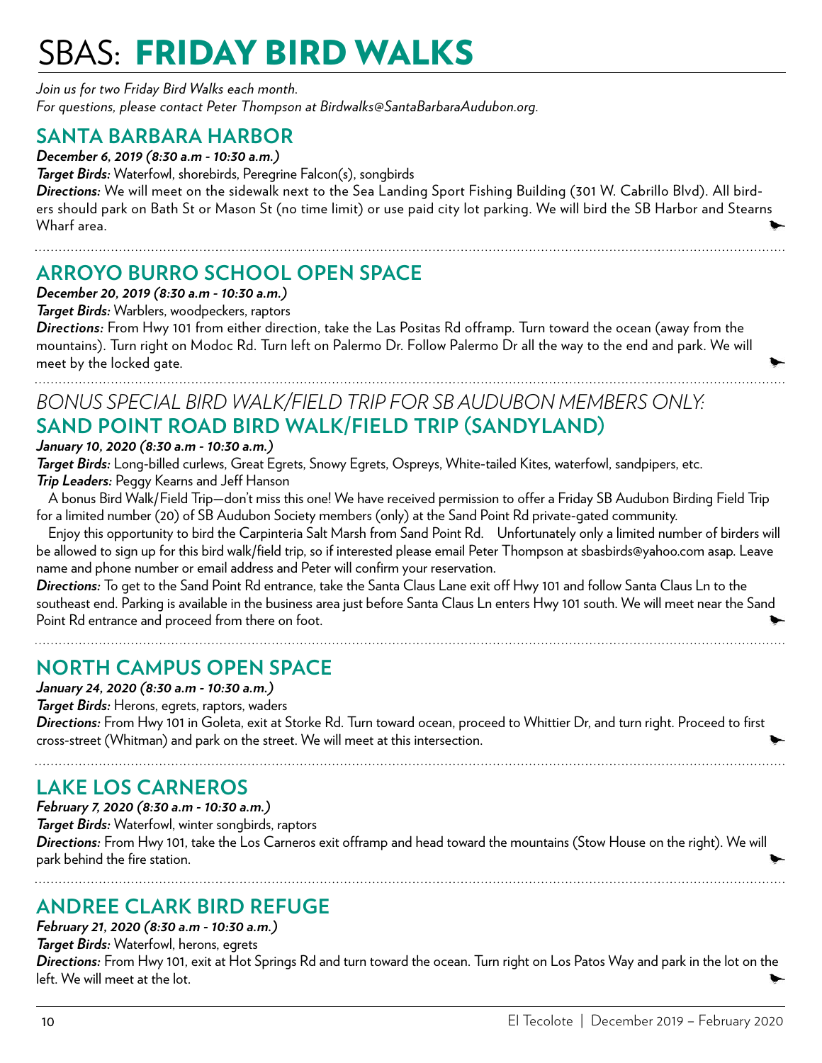# SBAS: FRIDAY BIRD WALKS

*Join us for two Friday Bird Walks each month.*
*For questions, please contact Peter Thompson at Birdwalks@SantaBarbaraAudubon.org.*

## SANTA BARBARA HARBOR

***December 6, 2019 (8:30 a.m - 10:30 a.m.)***

***Target Birds:*** Waterfowl, shorebirds, Peregrine Falcon(s), songbirds

***Directions:*** We will meet on the sidewalk next to the Sea Landing Sport Fishing Building (301 W. Cabrillo Blvd). All birders should park on Bath St or Mason St (no time limit) or use paid city lot parking. We will bird the SB Harbor and Stearns Wharf area.

## ARROYO BURRO SCHOOL OPEN SPACE

***December 20, 2019 (8:30 a.m - 10:30 a.m.)***

***Target Birds:*** Warblers, woodpeckers, raptors

***Directions:*** From Hwy 101 from either direction, take the Las Positas Rd offramp. Turn toward the ocean (away from the mountains). Turn right on Modoc Rd. Turn left on Palermo Dr. Follow Palermo Dr all the way to the end and park. We will meet by the locked gate.

*BONUS SPECIAL BIRD WALK/FIELD TRIP FOR SB AUDUBON MEMBERS ONLY:*

## SAND POINT ROAD BIRD WALK/FIELD TRIP (SANDYLAND)

***January 10, 2020 (8:30 a.m - 10:30 a.m.)***

***Target Birds:*** Long-billed curlews, Great Egrets, Snowy Egrets, Ospreys, White-tailed Kites, waterfowl, sandpipers, etc.

***Trip Leaders:*** Peggy Kearns and Jeff Hanson

A bonus Bird Walk/Field Trip—don't miss this one! We have received permission to offer a Friday SB Audubon Birding Field Trip for a limited number (20) of SB Audubon Society members (only) at the Sand Point Rd private-gated community.

Enjoy this opportunity to bird the Carpinteria Salt Marsh from Sand Point Rd. Unfortunately only a limited number of birders will be allowed to sign up for this bird walk/field trip, so if interested please email Peter Thompson at sbasbirds@yahoo.com asap. Leave name and phone number or email address and Peter will confirm your reservation.

***Directions:*** To get to the Sand Point Rd entrance, take the Santa Claus Lane exit off Hwy 101 and follow Santa Claus Ln to the southeast end. Parking is available in the business area just before Santa Claus Ln enters Hwy 101 south. We will meet near the Sand Point Rd entrance and proceed from there on foot.

## NORTH CAMPUS OPEN SPACE

***January 24, 2020 (8:30 a.m - 10:30 a.m.)***

***Target Birds:*** Herons, egrets, raptors, waders

***Directions:*** From Hwy 101 in Goleta, exit at Storke Rd. Turn toward ocean, proceed to Whittier Dr, and turn right. Proceed to first cross-street (Whitman) and park on the street. We will meet at this intersection.

## LAKE LOS CARNEROS

***February 7, 2020 (8:30 a.m - 10:30 a.m.)***

***Target Birds:*** Waterfowl, winter songbirds, raptors

***Directions:*** From Hwy 101, take the Los Carneros exit offramp and head toward the mountains (Stow House on the right). We will park behind the fire station.

## ANDREE CLARK BIRD REFUGE

***February 21, 2020 (8:30 a.m - 10:30 a.m.)***

***Target Birds:*** Waterfowl, herons, egrets

***Directions:*** From Hwy 101, exit at Hot Springs Rd and turn toward the ocean. Turn right on Los Patos Way and park in the lot on the left. We will meet at the lot.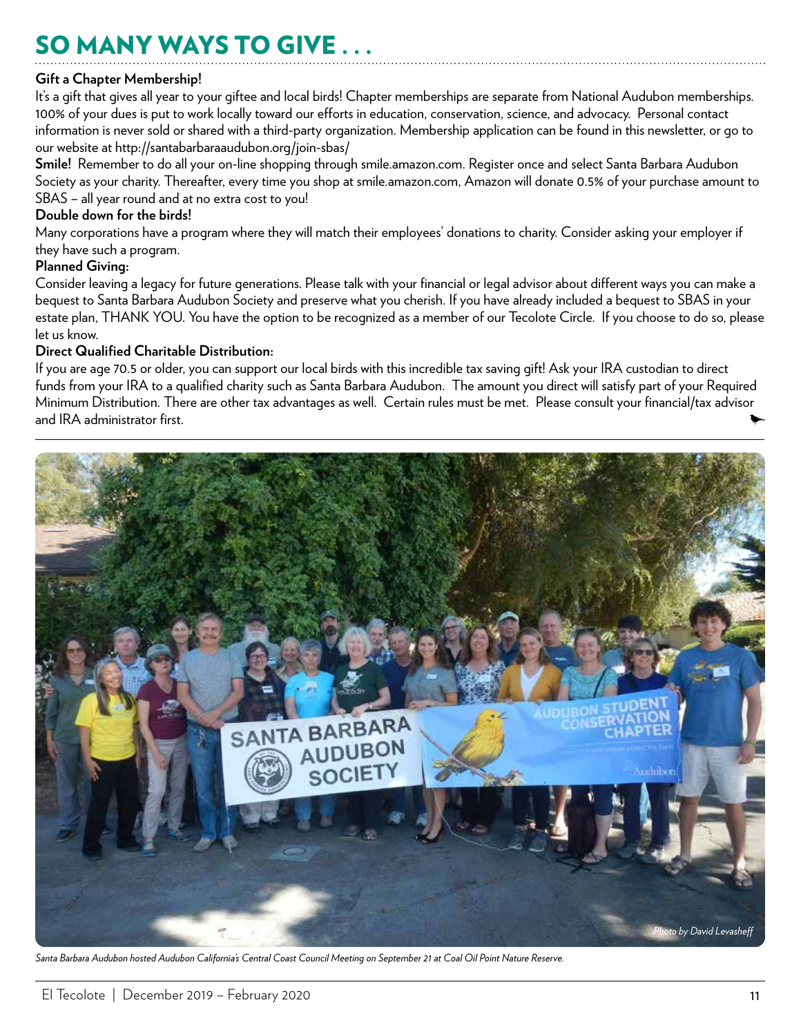# SO MANY WAYS TO GIVE . . .

**Gift a Chapter Membership!**

It's a gift that gives all year to your giftee and local birds! Chapter memberships are separate from National Audubon memberships. 100% of your dues is put to work locally toward our efforts in education, conservation, science, and advocacy. Personal contact information is never sold or shared with a third-party organization. Membership application can be found in this newsletter, or go to our website at http://santabarbaraaudubon.org/join-sbas/

**Smile!** Remember to do all your on-line shopping through smile.amazon.com. Register once and select Santa Barbara Audubon Society as your charity. Thereafter, every time you shop at smile.amazon.com, Amazon will donate 0.5% of your purchase amount to SBAS – all year round and at no extra cost to you!

**Double down for the birds!**

Many corporations have a program where they will match their employees' donations to charity. Consider asking your employer if they have such a program.

**Planned Giving:**

Consider leaving a legacy for future generations. Please talk with your financial or legal advisor about different ways you can make a bequest to Santa Barbara Audubon Society and preserve what you cherish. If you have already included a bequest to SBAS in your estate plan, THANK YOU. You have the option to be recognized as a member of our Tecolote Circle. If you choose to do so, please let us know.

**Direct Qualified Charitable Distribution:**

If you are age 70.5 or older, you can support our local birds with this incredible tax saving gift! Ask your IRA custodian to direct funds from your IRA to a qualified charity such as Santa Barbara Audubon. The amount you direct will satisfy part of your Required Minimum Distribution. There are other tax advantages as well. Certain rules must be met. Please consult your financial/tax advisor and IRA administrator first.

*Photo by David Levasheff*

*Santa Barbara Audubon hosted Audubon California's Central Coast Council Meeting on September 21 at Coal Oil Point Nature Reserve.*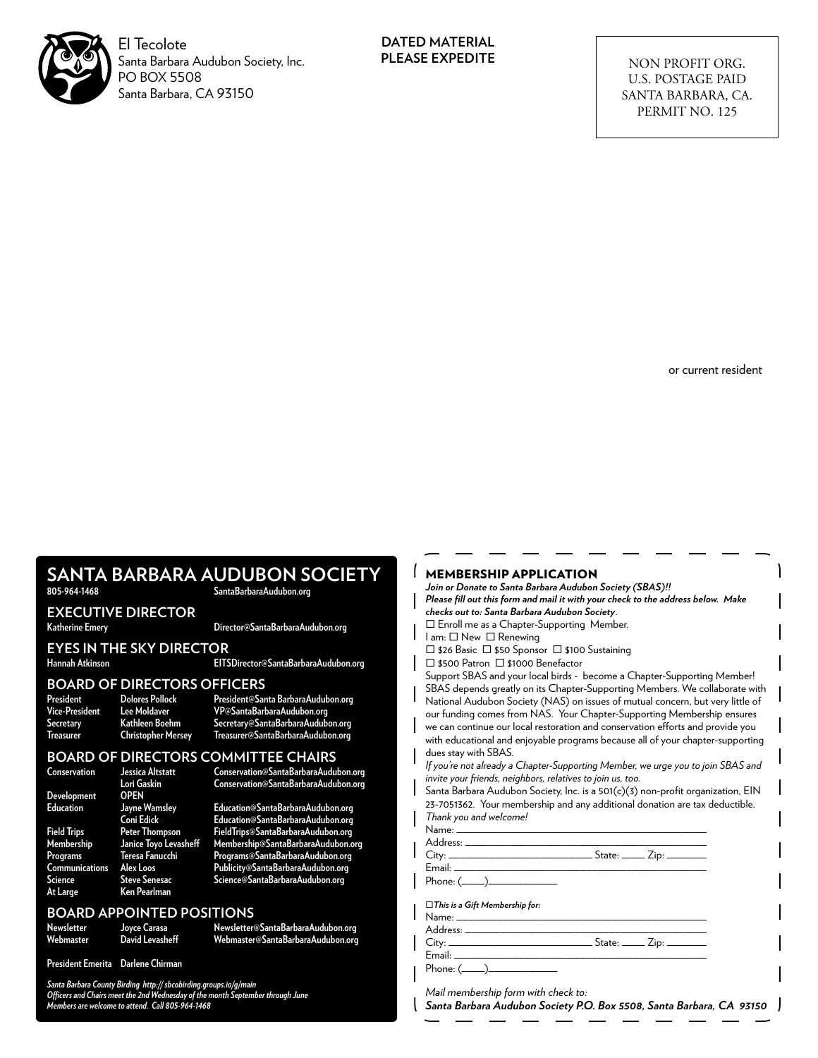El Tecolote
Santa Barbara Audubon Society, Inc.
PO BOX 5508
Santa Barbara, CA 93150

**DATED MATERIAL**
**PLEASE EXPEDITE**

NON PROFIT ORG.
U.S. POSTAGE PAID
SANTA BARBARA, CA.
PERMIT NO. 125

or current resident

# SANTA BARBARA AUDUBON SOCIETY

**805-964-1468** **SantaBarbaraAudubon.org**

## EXECUTIVE DIRECTOR

**Katherine Emery** **Director@SantaBarbaraAudubon.org**

## EYES IN THE SKY DIRECTOR

**Hannah Atkinson** **EITSDirector@SantaBarbaraAudubon.org**

## BOARD OF DIRECTORS OFFICERS

| | | |
|---|---|---|
| President | Dolores Pollock | President@Santa BarbaraAudubon.org |
| Vice-President | Lee Moldaver | VP@SantaBarbaraAudubon.org |
| Secretary | Kathleen Boehm | Secretary@SantaBarbaraAudubon.org |
| Treasurer | Christopher Mersey | Treasurer@SantaBarbaraAudubon.org |

## BOARD OF DIRECTORS COMMITTEE CHAIRS

| | | |
|---|---|---|
| Conservation | Jessica Altstatt | Conservation@SantaBarbaraAudubon.org |
| | Lori Gaskin | Conservation@SantaBarbaraAudubon.org |
| Development | OPEN | |
| Education | Jayne Wamsley | Education@SantaBarbaraAudubon.org |
| | Coni Edick | Education@SantaBarbaraAudubon.org |
| Field Trips | Peter Thompson | FieldTrips@SantaBarbaraAudubon.org |
| Membership | Janice Toyo Levasheff | Membership@SantaBarbaraAudubon.org |
| Programs | Teresa Fanucchi | Programs@SantaBarbaraAudubon.org |
| Communications | Alex Loos | Publicity@SantaBarbaraAudubon.org |
| Science | Steve Senesac | Science@SantaBarbaraAudubon.org |
| At Large | Ken Pearlman | |

## BOARD APPOINTED POSITIONS

| | | |
|---|---|---|
| Newsletter | Joyce Carasa | Newsletter@SantaBarbaraAudubon.org |
| Webmaster | David Levasheff | Webmaster@SantaBarbaraAudubon.org |

**President Emerita** **Darlene Chirman**

*Santa Barbara County Birding http:// sbcobirding.groups.io/g/main*
*Officers and Chairs meet the 2nd Wednesday of the month September through June*
*Members are welcome to attend. Call 805-964-1468*

## MEMBERSHIP APPLICATION

***Join or Donate to Santa Barbara Audubon Society (SBAS)!!***
***Please fill out this form and mail it with your check to the address below. Make checks out to: Santa Barbara Audubon Society.***

☐ Enroll me as a Chapter-Supporting Member.
I am: ☐ New ☐ Renewing
☐ $26 Basic ☐ $50 Sponsor ☐ $100 Sustaining
☐ $500 Patron ☐ $1000 Benefactor

Support SBAS and your local birds - become a Chapter-Supporting Member! SBAS depends greatly on its Chapter-Supporting Members. We collaborate with National Audubon Society (NAS) on issues of mutual concern, but very little of our funding comes from NAS. Your Chapter-Supporting Membership ensures we can continue our local restoration and conservation efforts and provide you with educational and enjoyable programs because all of your chapter-supporting dues stay with SBAS.

*If you're not already a Chapter-Supporting Member, we urge you to join SBAS and invite your friends, neighbors, relatives to join us, too.*

Santa Barbara Audubon Society, Inc. is a 501(c)(3) non-profit organization, EIN 23-7051362. Your membership and any additional donation are tax deductible.

*Thank you and welcome!*

Name: ______________________________
Address: ______________________________
City: __________________ State: _____ Zip: ________
Email: ______________________________
Phone: (____)____________

☐***This is a Gift Membership for:***

Name: ______________________________
Address: ______________________________
City: __________________ State: _____ Zip: ________
Email: ______________________________
Phone: (____)____________

*Mail membership form with check to:*
***Santa Barbara Audubon Society P.O. Box 5508, Santa Barbara, CA 93150***